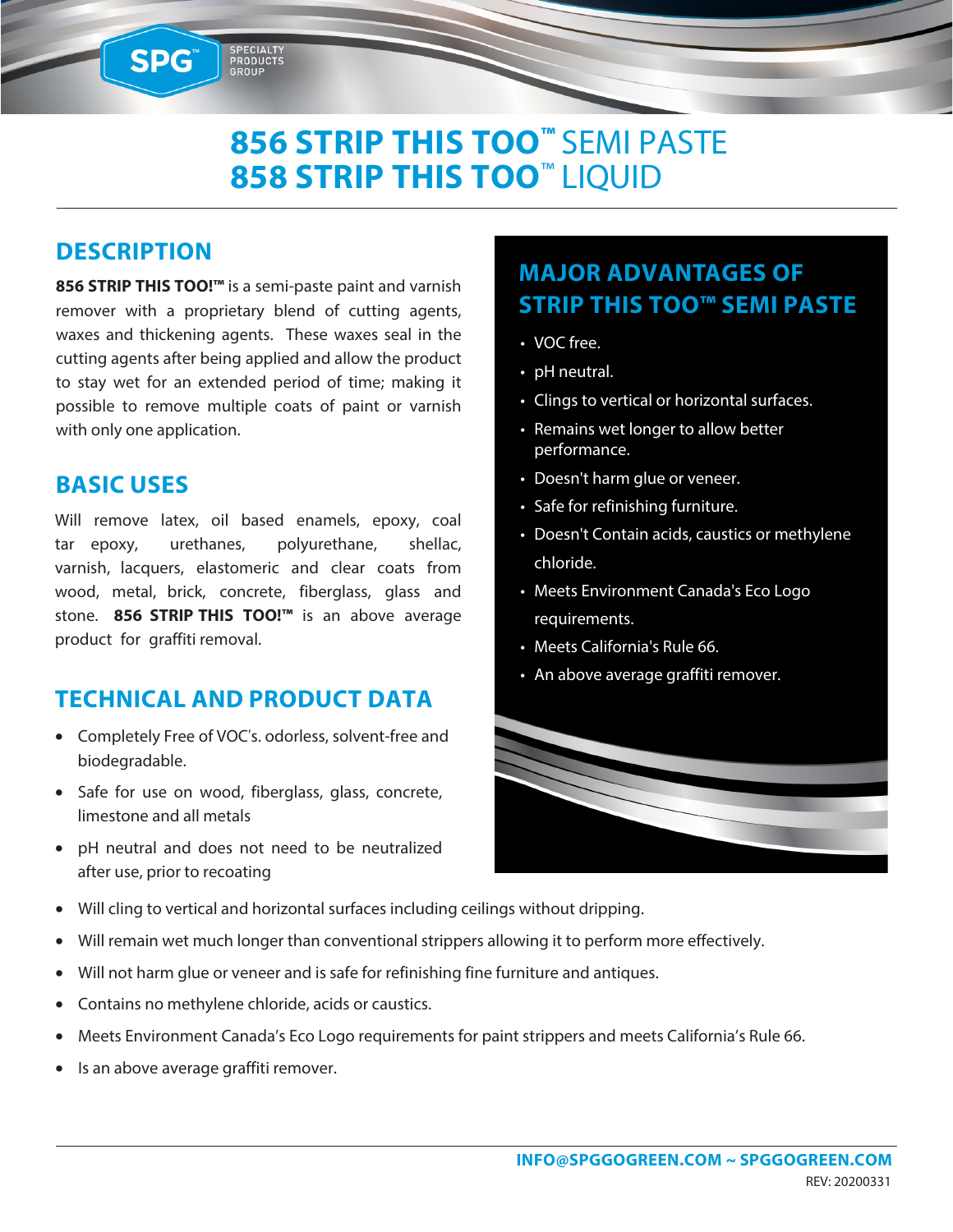SPG™ SPECIALTY PRODUCTS GROUP

# 856 STRIP THIS TOO™ SEMI PASTE
# 858 STRIP THIS TOO™ LIQUID

## DESCRIPTION

**856 STRIP THIS TOO!™** is a semi-paste paint and varnish remover with a proprietary blend of cutting agents, waxes and thickening agents. These waxes seal in the cutting agents after being applied and allow the product to stay wet for an extended period of time; making it possible to remove multiple coats of paint or varnish with only one application.

## BASIC USES

Will remove latex, oil based enamels, epoxy, coal tar epoxy, urethanes, polyurethane, shellac, varnish, lacquers, elastomeric and clear coats from wood, metal, brick, concrete, fiberglass, glass and stone. **856 STRIP THIS TOO!™** is an above average product for graffiti removal.

## MAJOR ADVANTAGES OF STRIP THIS TOO™ SEMI PASTE

- VOC free.
- pH neutral.
- Clings to vertical or horizontal surfaces.
- Remains wet longer to allow better performance.
- Doesn't harm glue or veneer.
- Safe for refinishing furniture.
- Doesn't Contain acids, caustics or methylene chloride.
- Meets Environment Canada's Eco Logo requirements.
- Meets California's Rule 66.
- An above average graffiti remover.

## TECHNICAL AND PRODUCT DATA

- Completely Free of VOC's. odorless, solvent-free and biodegradable.
- Safe for use on wood, fiberglass, glass, concrete, limestone and all metals
- pH neutral and does not need to be neutralized after use, prior to recoating
- Will cling to vertical and horizontal surfaces including ceilings without dripping.
- Will remain wet much longer than conventional strippers allowing it to perform more effectively.
- Will not harm glue or veneer and is safe for refinishing fine furniture and antiques.
- Contains no methylene chloride, acids or caustics.
- Meets Environment Canada's Eco Logo requirements for paint strippers and meets California's Rule 66.
- Is an above average graffiti remover.

INFO@SPGGOGREEN.COM ~ SPGGOGREEN.COM

REV: 20200331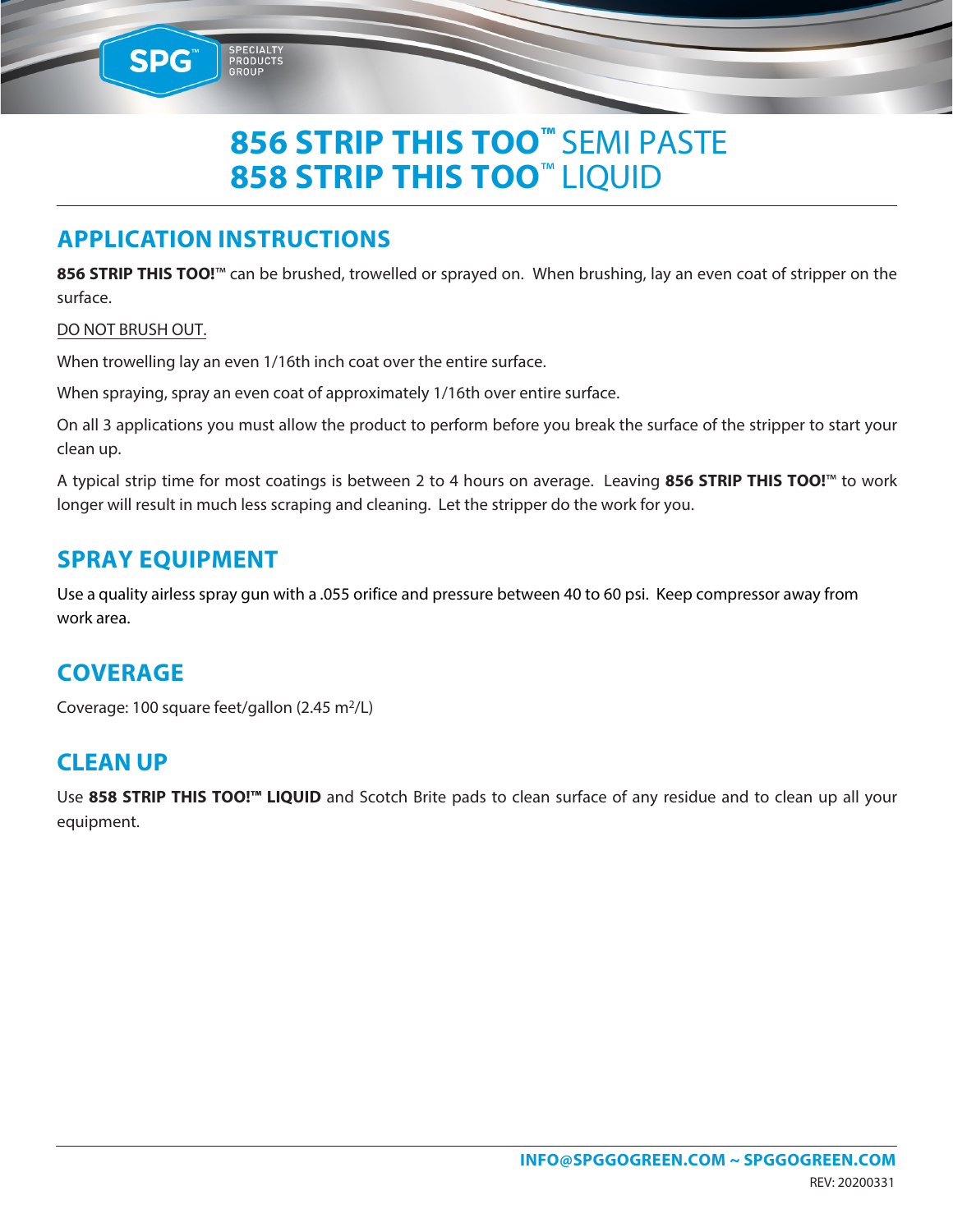# 856 STRIP THIS TOO™ SEMI PASTE
# 858 STRIP THIS TOO™ LIQUID

## APPLICATION INSTRUCTIONS

**856 STRIP THIS TOO!™** can be brushed, trowelled or sprayed on. When brushing, lay an even coat of stripper on the surface.

DO NOT BRUSH OUT.

When trowelling lay an even 1/16th inch coat over the entire surface.

When spraying, spray an even coat of approximately 1/16th over entire surface.

On all 3 applications you must allow the product to perform before you break the surface of the stripper to start your clean up.

A typical strip time for most coatings is between 2 to 4 hours on average. Leaving **856 STRIP THIS TOO!™** to work longer will result in much less scraping and cleaning. Let the stripper do the work for you.

## SPRAY EQUIPMENT

Use a quality airless spray gun with a .055 orifice and pressure between 40 to 60 psi. Keep compressor away from work area.

## COVERAGE

Coverage: 100 square feet/gallon (2.45 $m^2$/L)

## CLEAN UP

Use **858 STRIP THIS TOO!™ LIQUID** and Scotch Brite pads to clean surface of any residue and to clean up all your equipment.

INFO@SPGGOGREEN.COM ~ SPGGOGREEN.COM

REV: 20200331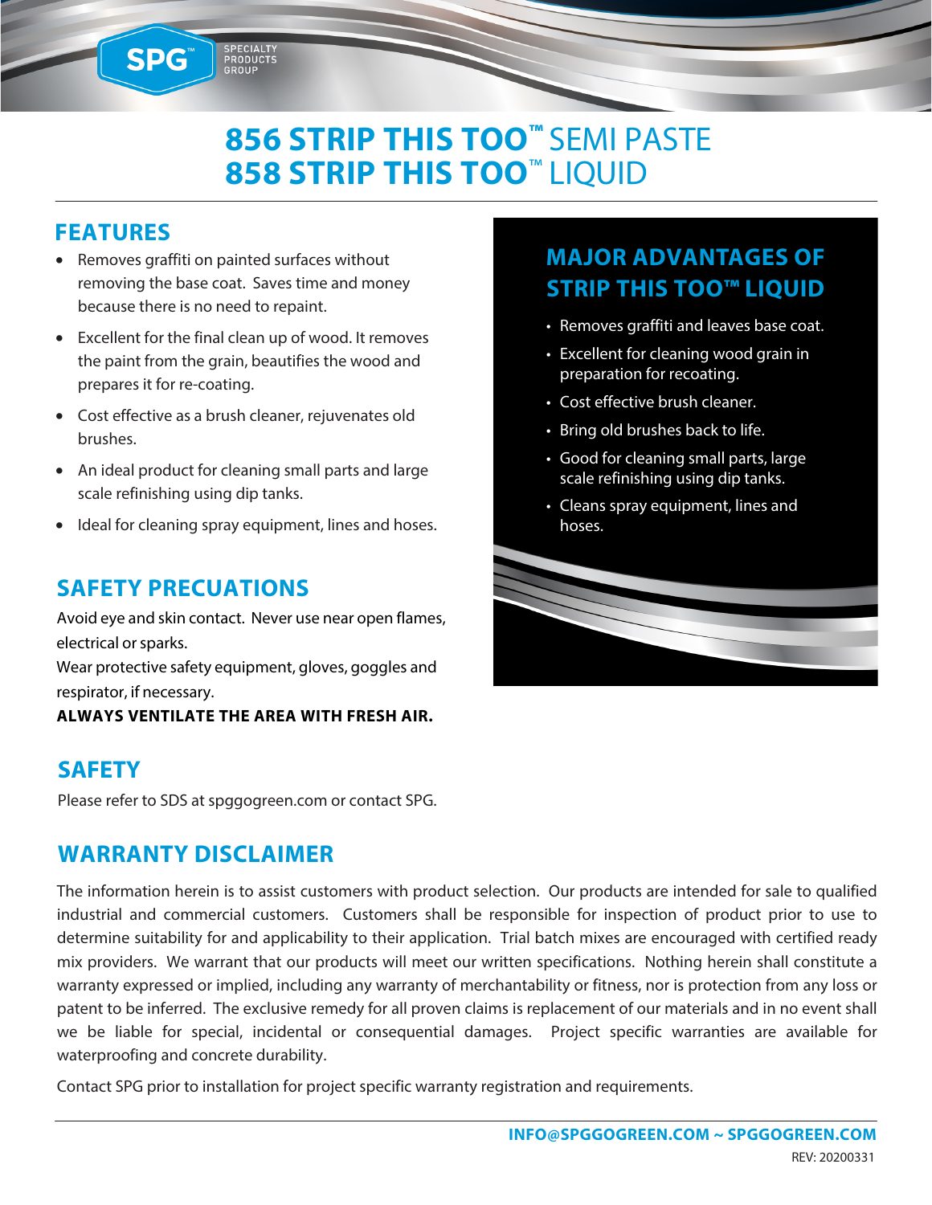# 856 STRIP THIS TOO™ SEMI PASTE
# 858 STRIP THIS TOO™ LIQUID

## FEATURES

- Removes graffiti on painted surfaces without removing the base coat. Saves time and money because there is no need to repaint.
- Excellent for the final clean up of wood. It removes the paint from the grain, beautifies the wood and prepares it for re-coating.
- Cost effective as a brush cleaner, rejuvenates old brushes.
- An ideal product for cleaning small parts and large scale refinishing using dip tanks.
- Ideal for cleaning spray equipment, lines and hoses.

## MAJOR ADVANTAGES OF STRIP THIS TOO™ LIQUID

- Removes graffiti and leaves base coat.
- Excellent for cleaning wood grain in preparation for recoating.
- Cost effective brush cleaner.
- Bring old brushes back to life.
- Good for cleaning small parts, large scale refinishing using dip tanks.
- Cleans spray equipment, lines and hoses.

## SAFETY PRECUATIONS

Avoid eye and skin contact. Never use near open flames, electrical or sparks.
Wear protective safety equipment, gloves, goggles and respirator, if necessary.
**ALWAYS VENTILATE THE AREA WITH FRESH AIR.**

## SAFETY

Please refer to SDS at spggogreen.com or contact SPG.

## WARRANTY DISCLAIMER

The information herein is to assist customers with product selection. Our products are intended for sale to qualified industrial and commercial customers. Customers shall be responsible for inspection of product prior to use to determine suitability for and applicability to their application. Trial batch mixes are encouraged with certified ready mix providers. We warrant that our products will meet our written specifications. Nothing herein shall constitute a warranty expressed or implied, including any warranty of merchantability or fitness, nor is protection from any loss or patent to be inferred. The exclusive remedy for all proven claims is replacement of our materials and in no event shall we be liable for special, incidental or consequential damages. Project specific warranties are available for waterproofing and concrete durability.

Contact SPG prior to installation for project specific warranty registration and requirements.

**INFO@SPGGOGREEN.COM ~ SPGGOGREEN.COM**

REV: 20200331